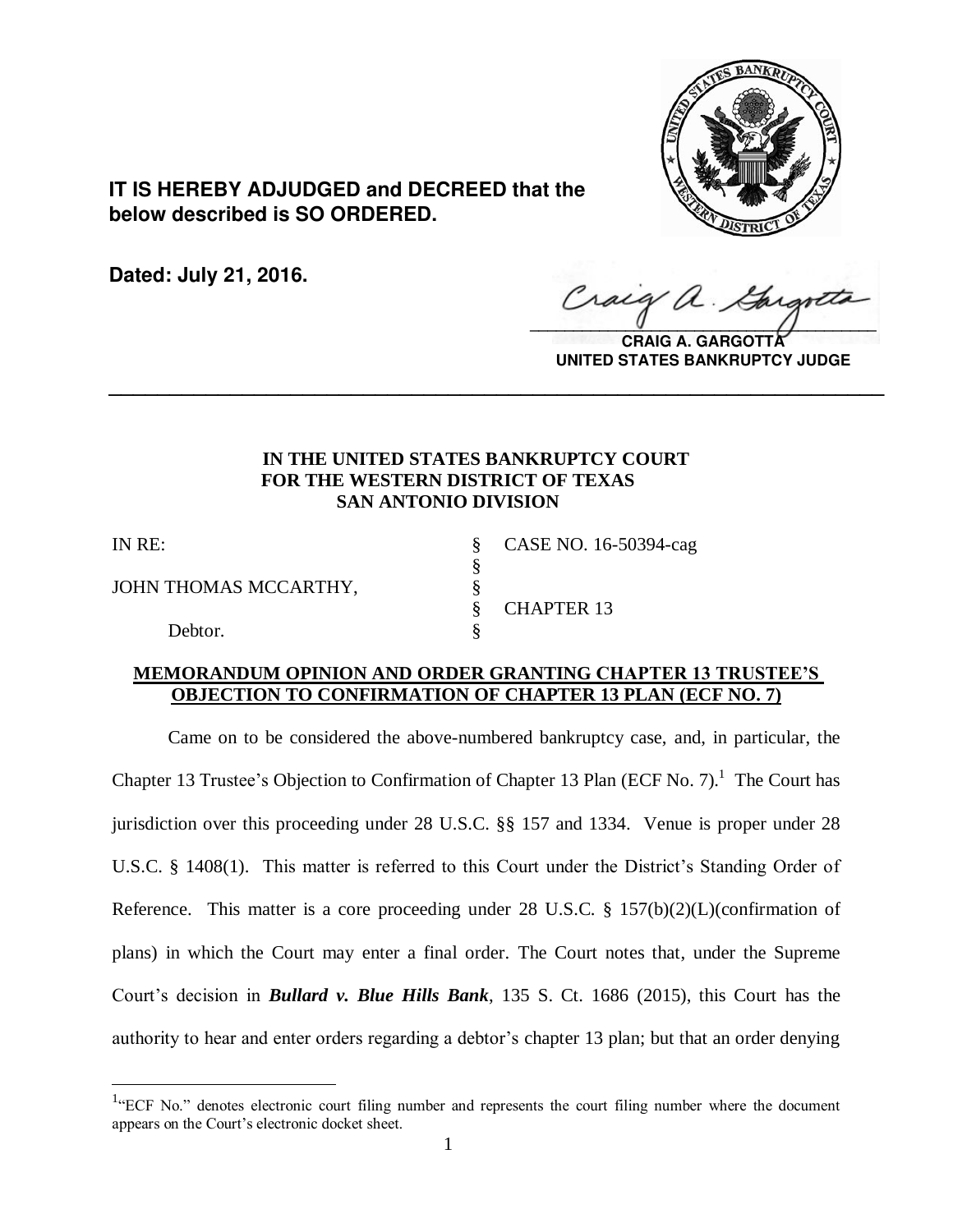**IT IS HEREBY ADJUDGED and DECREED that the below described is SO ORDERED.**

**Dated: July 21, 2016.**

**CRAIG A. GARGOTTA**
**UNITED STATES BANKRUPTCY JUDGE**

---

**IN THE UNITED STATES BANKRUPTCY COURT**
**FOR THE WESTERN DISTRICT OF TEXAS**
**SAN ANTONIO DIVISION**

| | | |
|---|---|---|
| IN RE: | § | CASE NO. 16-50394-cag |
| | § | |
| JOHN THOMAS MCCARTHY, | § | |
| | § | CHAPTER 13 |
| Debtor. | § | |

**MEMORANDUM OPINION AND ORDER GRANTING CHAPTER 13 TRUSTEE'S OBJECTION TO CONFIRMATION OF CHAPTER 13 PLAN (ECF NO. 7)**

Came on to be considered the above-numbered bankruptcy case, and, in particular, the Chapter 13 Trustee's Objection to Confirmation of Chapter 13 Plan (ECF No. 7).[1] The Court has jurisdiction over this proceeding under 28 U.S.C. §§ 157 and 1334. Venue is proper under 28 U.S.C. § 1408(1). This matter is referred to this Court under the District's Standing Order of Reference. This matter is a core proceeding under 28 U.S.C. § 157(b)(2)(L)(confirmation of plans) in which the Court may enter a final order. The Court notes that, under the Supreme Court's decision in ***Bullard v. Blue Hills Bank***, 135 S. Ct. 1686 (2015), this Court has the authority to hear and enter orders regarding a debtor's chapter 13 plan; but that an order denying

[1] "ECF No." denotes electronic court filing number and represents the court filing number where the document appears on the Court's electronic docket sheet.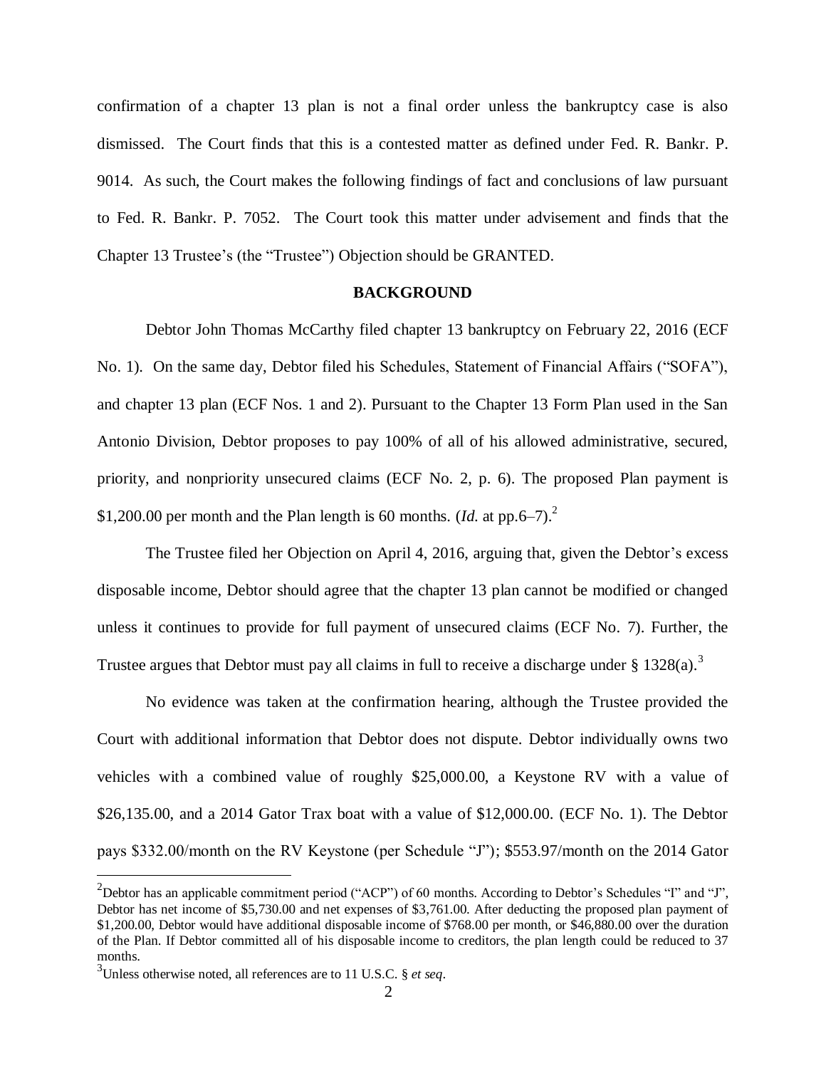confirmation of a chapter 13 plan is not a final order unless the bankruptcy case is also dismissed. The Court finds that this is a contested matter as defined under Fed. R. Bankr. P. 9014. As such, the Court makes the following findings of fact and conclusions of law pursuant to Fed. R. Bankr. P. 7052. The Court took this matter under advisement and finds that the Chapter 13 Trustee's (the "Trustee") Objection should be GRANTED.

## BACKGROUND

Debtor John Thomas McCarthy filed chapter 13 bankruptcy on February 22, 2016 (ECF No. 1). On the same day, Debtor filed his Schedules, Statement of Financial Affairs ("SOFA"), and chapter 13 plan (ECF Nos. 1 and 2). Pursuant to the Chapter 13 Form Plan used in the San Antonio Division, Debtor proposes to pay 100% of all of his allowed administrative, secured, priority, and nonpriority unsecured claims (ECF No. 2, p. 6). The proposed Plan payment is \$1,200.00 per month and the Plan length is 60 months. (*Id.* at pp.6–7).[2]

The Trustee filed her Objection on April 4, 2016, arguing that, given the Debtor's excess disposable income, Debtor should agree that the chapter 13 plan cannot be modified or changed unless it continues to provide for full payment of unsecured claims (ECF No. 7). Further, the Trustee argues that Debtor must pay all claims in full to receive a discharge under § 1328(a).[3]

No evidence was taken at the confirmation hearing, although the Trustee provided the Court with additional information that Debtor does not dispute. Debtor individually owns two vehicles with a combined value of roughly \$25,000.00, a Keystone RV with a value of \$26,135.00, and a 2014 Gator Trax boat with a value of \$12,000.00. (ECF No. 1). The Debtor pays \$332.00/month on the RV Keystone (per Schedule "J"); \$553.97/month on the 2014 Gator

---

[2] Debtor has an applicable commitment period ("ACP") of 60 months. According to Debtor's Schedules "I" and "J", Debtor has net income of \$5,730.00 and net expenses of \$3,761.00. After deducting the proposed plan payment of \$1,200.00, Debtor would have additional disposable income of \$768.00 per month, or \$46,880.00 over the duration of the Plan. If Debtor committed all of his disposable income to creditors, the plan length could be reduced to 37 months.

[3] Unless otherwise noted, all references are to 11 U.S.C. § *et seq*.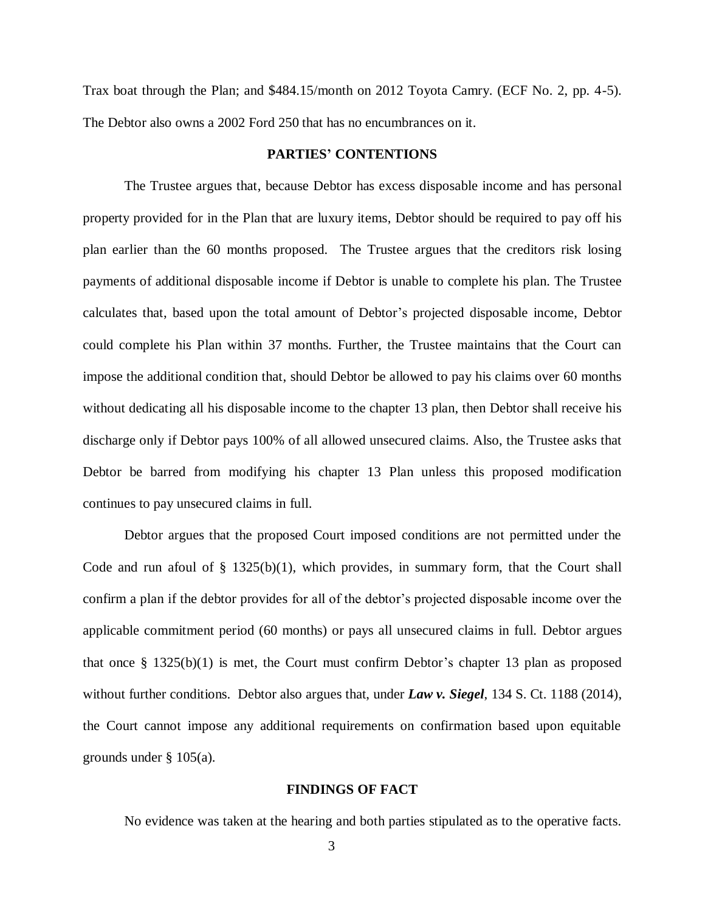Trax boat through the Plan; and \$484.15/month on 2012 Toyota Camry. (ECF No. 2, pp. 4-5). The Debtor also owns a 2002 Ford 250 that has no encumbrances on it.

## PARTIES' CONTENTIONS

The Trustee argues that, because Debtor has excess disposable income and has personal property provided for in the Plan that are luxury items, Debtor should be required to pay off his plan earlier than the 60 months proposed. The Trustee argues that the creditors risk losing payments of additional disposable income if Debtor is unable to complete his plan. The Trustee calculates that, based upon the total amount of Debtor's projected disposable income, Debtor could complete his Plan within 37 months. Further, the Trustee maintains that the Court can impose the additional condition that, should Debtor be allowed to pay his claims over 60 months without dedicating all his disposable income to the chapter 13 plan, then Debtor shall receive his discharge only if Debtor pays 100% of all allowed unsecured claims. Also, the Trustee asks that Debtor be barred from modifying his chapter 13 Plan unless this proposed modification continues to pay unsecured claims in full.

Debtor argues that the proposed Court imposed conditions are not permitted under the Code and run afoul of § 1325(b)(1), which provides, in summary form, that the Court shall confirm a plan if the debtor provides for all of the debtor's projected disposable income over the applicable commitment period (60 months) or pays all unsecured claims in full. Debtor argues that once § 1325(b)(1) is met, the Court must confirm Debtor's chapter 13 plan as proposed without further conditions. Debtor also argues that, under ***Law v. Siegel***, 134 S. Ct. 1188 (2014), the Court cannot impose any additional requirements on confirmation based upon equitable grounds under § 105(a).

## FINDINGS OF FACT

No evidence was taken at the hearing and both parties stipulated as to the operative facts.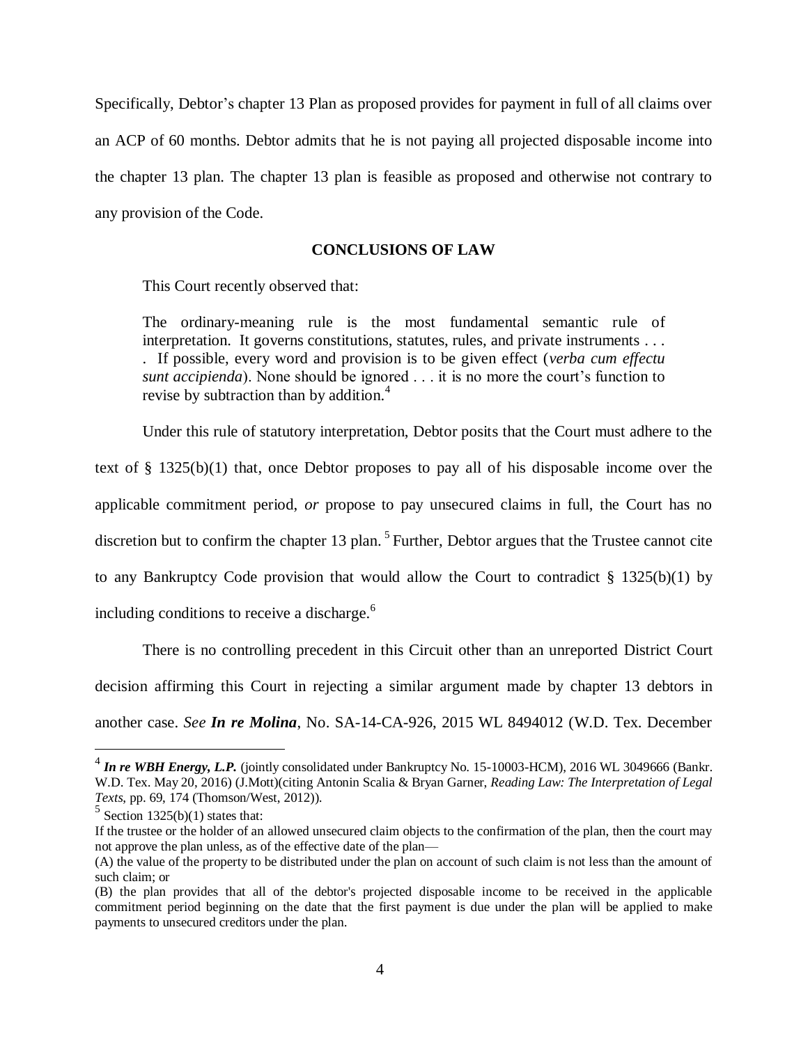Specifically, Debtor's chapter 13 Plan as proposed provides for payment in full of all claims over an ACP of 60 months. Debtor admits that he is not paying all projected disposable income into the chapter 13 plan. The chapter 13 plan is feasible as proposed and otherwise not contrary to any provision of the Code.

## CONCLUSIONS OF LAW

This Court recently observed that:

> The ordinary-meaning rule is the most fundamental semantic rule of interpretation. It governs constitutions, statutes, rules, and private instruments . . . . If possible, every word and provision is to be given effect (*verba cum effectu sunt accipienda*). None should be ignored . . . it is no more the court's function to revise by subtraction than by addition.[4]

Under this rule of statutory interpretation, Debtor posits that the Court must adhere to the text of § 1325(b)(1) that, once Debtor proposes to pay all of his disposable income over the applicable commitment period, *or* propose to pay unsecured claims in full, the Court has no discretion but to confirm the chapter 13 plan.[5] Further, Debtor argues that the Trustee cannot cite to any Bankruptcy Code provision that would allow the Court to contradict § 1325(b)(1) by including conditions to receive a discharge.[6]

There is no controlling precedent in this Circuit other than an unreported District Court decision affirming this Court in rejecting a similar argument made by chapter 13 debtors in another case. *See* ***In re Molina***, No. SA-14-CA-926, 2015 WL 8494012 (W.D. Tex. December

---

[4] ***In re WBH Energy, L.P.*** (jointly consolidated under Bankruptcy No. 15-10003-HCM), 2016 WL 3049666 (Bankr. W.D. Tex. May 20, 2016) (J.Mott)(citing Antonin Scalia & Bryan Garner, *Reading Law: The Interpretation of Legal Texts*, pp. 69, 174 (Thomson/West, 2012)).

[5] Section 1325(b)(1) states that:

If the trustee or the holder of an allowed unsecured claim objects to the confirmation of the plan, then the court may not approve the plan unless, as of the effective date of the plan—

(A) the value of the property to be distributed under the plan on account of such claim is not less than the amount of such claim; or

(B) the plan provides that all of the debtor's projected disposable income to be received in the applicable commitment period beginning on the date that the first payment is due under the plan will be applied to make payments to unsecured creditors under the plan.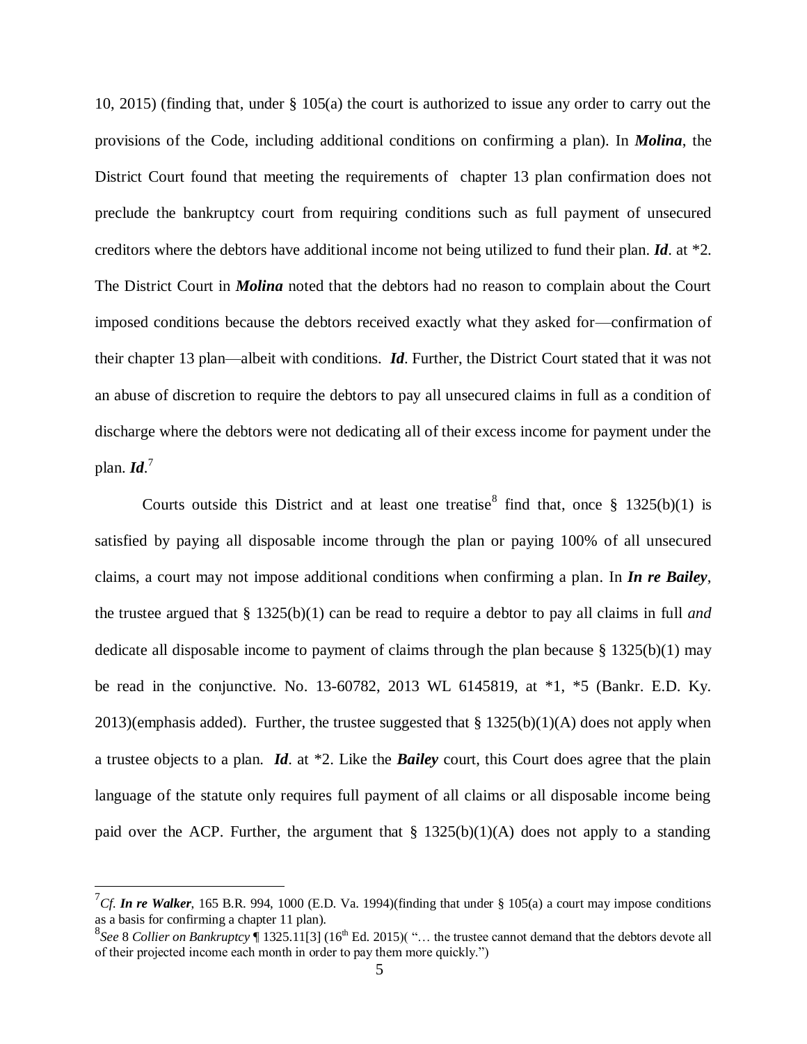10, 2015) (finding that, under § 105(a) the court is authorized to issue any order to carry out the provisions of the Code, including additional conditions on confirming a plan). In ***Molina***, the District Court found that meeting the requirements of chapter 13 plan confirmation does not preclude the bankruptcy court from requiring conditions such as full payment of unsecured creditors where the debtors have additional income not being utilized to fund their plan. ***Id***. at *2. The District Court in ***Molina*** noted that the debtors had no reason to complain about the Court imposed conditions because the debtors received exactly what they asked for—confirmation of their chapter 13 plan—albeit with conditions. ***Id***. Further, the District Court stated that it was not an abuse of discretion to require the debtors to pay all unsecured claims in full as a condition of discharge where the debtors were not dedicating all of their excess income for payment under the plan. ***Id***.[7]

Courts outside this District and at least one treatise[8] find that, once § 1325(b)(1) is satisfied by paying all disposable income through the plan or paying 100% of all unsecured claims, a court may not impose additional conditions when confirming a plan. In ***In re Bailey***, the trustee argued that § 1325(b)(1) can be read to require a debtor to pay all claims in full *and* dedicate all disposable income to payment of claims through the plan because § 1325(b)(1) may be read in the conjunctive. No. 13-60782, 2013 WL 6145819, at *1, *5 (Bankr. E.D. Ky. 2013)(emphasis added). Further, the trustee suggested that § 1325(b)(1)(A) does not apply when a trustee objects to a plan. ***Id***. at *2. Like the ***Bailey*** court, this Court does agree that the plain language of the statute only requires full payment of all claims or all disposable income being paid over the ACP. Further, the argument that § 1325(b)(1)(A) does not apply to a standing

---

[7] *Cf.* ***In re Walker***, 165 B.R. 994, 1000 (E.D. Va. 1994)(finding that under § 105(a) a court may impose conditions as a basis for confirming a chapter 11 plan).

[8] *See* 8 *Collier on Bankruptcy* ¶ 1325.11[3] (16th Ed. 2015)( "… the trustee cannot demand that the debtors devote all of their projected income each month in order to pay them more quickly.")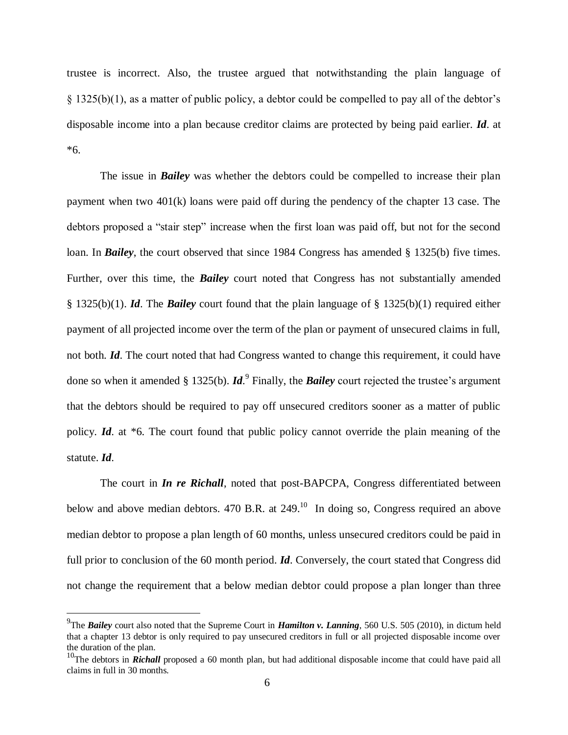trustee is incorrect. Also, the trustee argued that notwithstanding the plain language of § 1325(b)(1), as a matter of public policy, a debtor could be compelled to pay all of the debtor's disposable income into a plan because creditor claims are protected by being paid earlier. ***Id***. at *6.

The issue in ***Bailey*** was whether the debtors could be compelled to increase their plan payment when two 401(k) loans were paid off during the pendency of the chapter 13 case. The debtors proposed a "stair step" increase when the first loan was paid off, but not for the second loan. In ***Bailey***, the court observed that since 1984 Congress has amended § 1325(b) five times. Further, over this time, the ***Bailey*** court noted that Congress has not substantially amended § 1325(b)(1). ***Id***. The ***Bailey*** court found that the plain language of § 1325(b)(1) required either payment of all projected income over the term of the plan or payment of unsecured claims in full, not both. ***Id***. The court noted that had Congress wanted to change this requirement, it could have done so when it amended § 1325(b). ***Id***.[9] Finally, the ***Bailey*** court rejected the trustee's argument that the debtors should be required to pay off unsecured creditors sooner as a matter of public policy. ***Id***. at *6. The court found that public policy cannot override the plain meaning of the statute. ***Id***.

The court in ***In re Richall***, noted that post-BAPCPA, Congress differentiated between below and above median debtors. 470 B.R. at 249.[10] In doing so, Congress required an above median debtor to propose a plan length of 60 months, unless unsecured creditors could be paid in full prior to conclusion of the 60 month period. ***Id***. Conversely, the court stated that Congress did not change the requirement that a below median debtor could propose a plan longer than three

---

[9] The ***Bailey*** court also noted that the Supreme Court in ***Hamilton v. Lanning***, 560 U.S. 505 (2010), in dictum held that a chapter 13 debtor is only required to pay unsecured creditors in full or all projected disposable income over the duration of the plan.

[10] The debtors in ***Richall*** proposed a 60 month plan, but had additional disposable income that could have paid all claims in full in 30 months.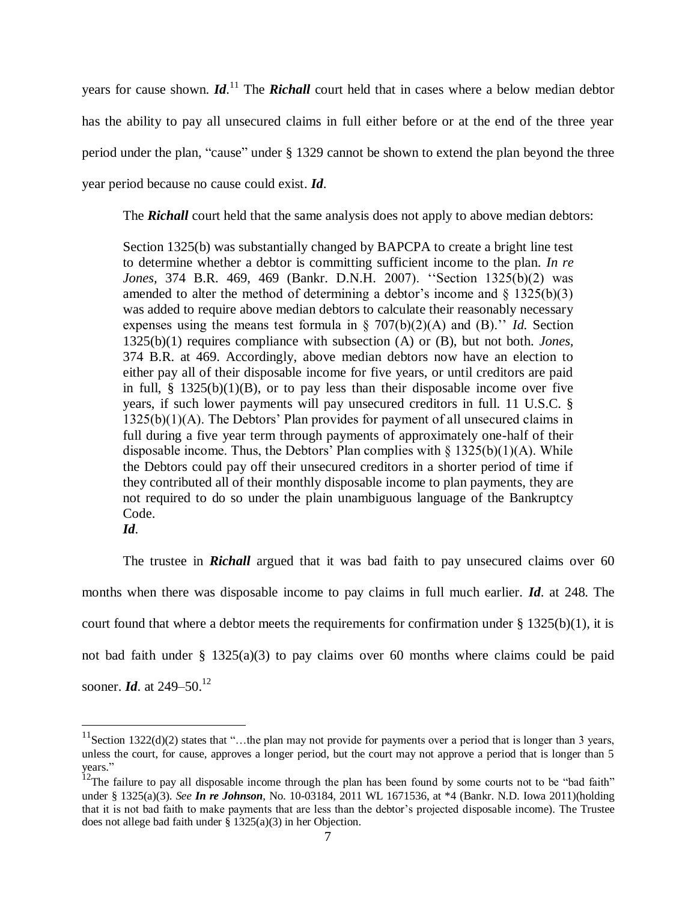years for cause shown. ***Id***.[11] The ***Richall*** court held that in cases where a below median debtor has the ability to pay all unsecured claims in full either before or at the end of the three year period under the plan, "cause" under § 1329 cannot be shown to extend the plan beyond the three year period because no cause could exist. ***Id***.

The ***Richall*** court held that the same analysis does not apply to above median debtors:

> Section 1325(b) was substantially changed by BAPCPA to create a bright line test to determine whether a debtor is committing sufficient income to the plan. *In re Jones*, 374 B.R. 469, 469 (Bankr. D.N.H. 2007). ''Section 1325(b)(2) was amended to alter the method of determining a debtor's income and § 1325(b)(3) was added to require above median debtors to calculate their reasonably necessary expenses using the means test formula in § 707(b)(2)(A) and (B).'' *Id.* Section 1325(b)(1) requires compliance with subsection (A) or (B), but not both. *Jones*, 374 B.R. at 469. Accordingly, above median debtors now have an election to either pay all of their disposable income for five years, or until creditors are paid in full, § 1325(b)(1)(B), or to pay less than their disposable income over five years, if such lower payments will pay unsecured creditors in full. 11 U.S.C. § 1325(b)(1)(A). The Debtors' Plan provides for payment of all unsecured claims in full during a five year term through payments of approximately one-half of their disposable income. Thus, the Debtors' Plan complies with § 1325(b)(1)(A). While the Debtors could pay off their unsecured creditors in a shorter period of time if they contributed all of their monthly disposable income to plan payments, they are not required to do so under the plain unambiguous language of the Bankruptcy Code.
> ***Id***.

The trustee in ***Richall*** argued that it was bad faith to pay unsecured claims over 60 months when there was disposable income to pay claims in full much earlier. ***Id***. at 248. The court found that where a debtor meets the requirements for confirmation under § 1325(b)(1), it is not bad faith under § 1325(a)(3) to pay claims over 60 months where claims could be paid sooner. ***Id***. at 249–50.[12]

---

[11] Section 1322(d)(2) states that "…the plan may not provide for payments over a period that is longer than 3 years, unless the court, for cause, approves a longer period, but the court may not approve a period that is longer than 5 years."

[12] The failure to pay all disposable income through the plan has been found by some courts not to be "bad faith" under § 1325(a)(3). *See* ***In re Johnson***, No. 10-03184, 2011 WL 1671536, at *4 (Bankr. N.D. Iowa 2011)(holding that it is not bad faith to make payments that are less than the debtor's projected disposable income). The Trustee does not allege bad faith under § 1325(a)(3) in her Objection.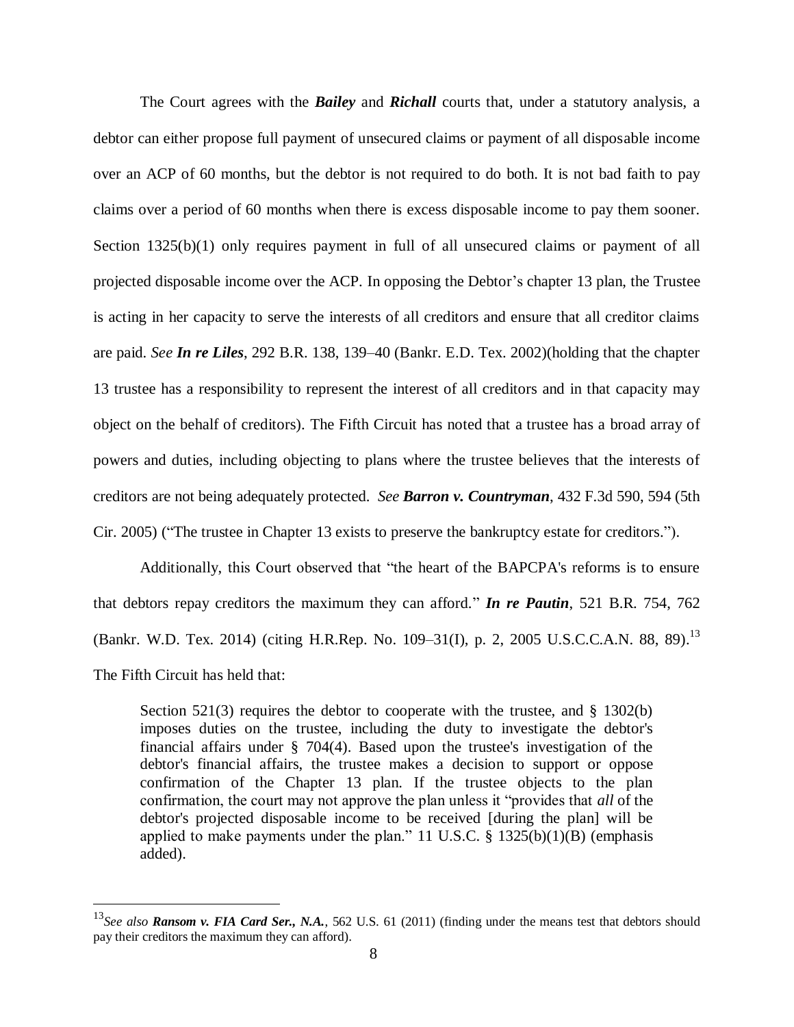The Court agrees with the ***Bailey*** and ***Richall*** courts that, under a statutory analysis, a debtor can either propose full payment of unsecured claims or payment of all disposable income over an ACP of 60 months, but the debtor is not required to do both. It is not bad faith to pay claims over a period of 60 months when there is excess disposable income to pay them sooner. Section 1325(b)(1) only requires payment in full of all unsecured claims or payment of all projected disposable income over the ACP. In opposing the Debtor's chapter 13 plan, the Trustee is acting in her capacity to serve the interests of all creditors and ensure that all creditor claims are paid. *See* ***In re Liles***, 292 B.R. 138, 139–40 (Bankr. E.D. Tex. 2002)(holding that the chapter 13 trustee has a responsibility to represent the interest of all creditors and in that capacity may object on the behalf of creditors). The Fifth Circuit has noted that a trustee has a broad array of powers and duties, including objecting to plans where the trustee believes that the interests of creditors are not being adequately protected. *See* ***Barron v. Countryman***, 432 F.3d 590, 594 (5th Cir. 2005) ("The trustee in Chapter 13 exists to preserve the bankruptcy estate for creditors.").

Additionally, this Court observed that "the heart of the BAPCPA's reforms is to ensure that debtors repay creditors the maximum they can afford." ***In re Pautin***, 521 B.R. 754, 762 (Bankr. W.D. Tex. 2014) (citing H.R.Rep. No. 109–31(I), p. 2, 2005 U.S.C.C.A.N. 88, 89).[13] The Fifth Circuit has held that:

> Section 521(3) requires the debtor to cooperate with the trustee, and § 1302(b) imposes duties on the trustee, including the duty to investigate the debtor's financial affairs under § 704(4). Based upon the trustee's investigation of the debtor's financial affairs, the trustee makes a decision to support or oppose confirmation of the Chapter 13 plan. If the trustee objects to the plan confirmation, the court may not approve the plan unless it "provides that *all* of the debtor's projected disposable income to be received [during the plan] will be applied to make payments under the plan." 11 U.S.C. § 1325(b)(1)(B) (emphasis added).

---

[13] *See also* ***Ransom v. FIA Card Ser., N.A.***, 562 U.S. 61 (2011) (finding under the means test that debtors should pay their creditors the maximum they can afford).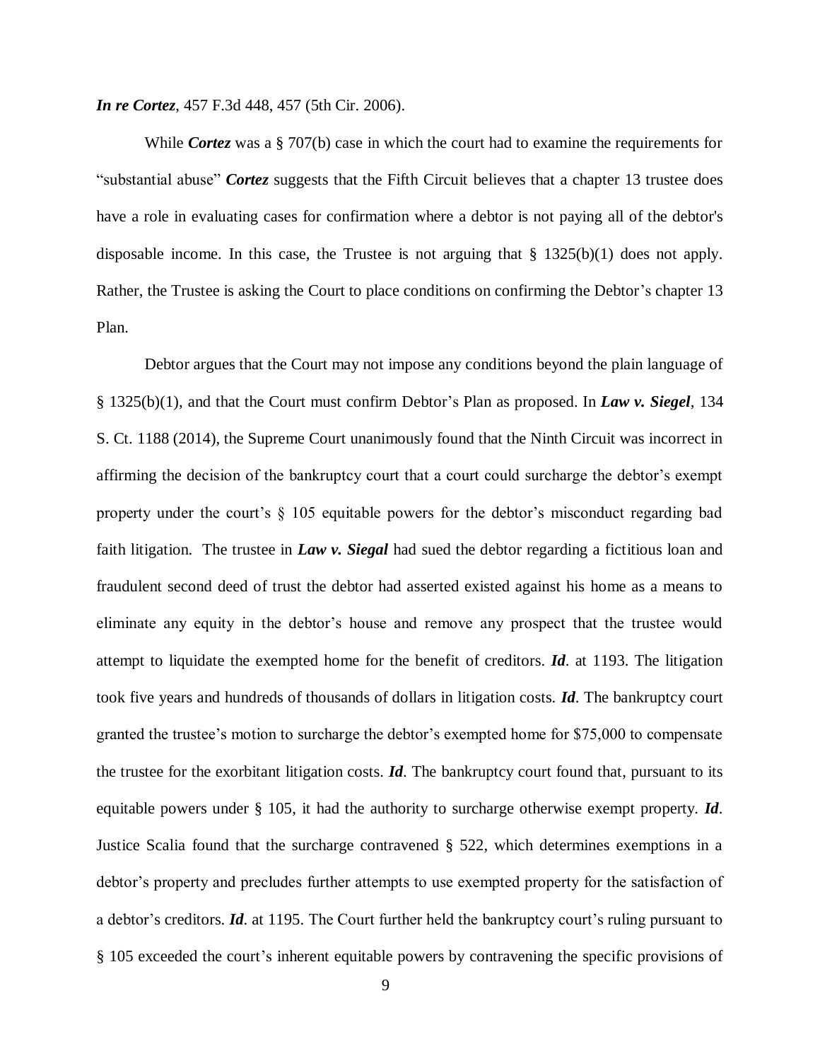***In re Cortez***, 457 F.3d 448, 457 (5th Cir. 2006).

While ***Cortez*** was a § 707(b) case in which the court had to examine the requirements for "substantial abuse" ***Cortez*** suggests that the Fifth Circuit believes that a chapter 13 trustee does have a role in evaluating cases for confirmation where a debtor is not paying all of the debtor's disposable income. In this case, the Trustee is not arguing that § 1325(b)(1) does not apply. Rather, the Trustee is asking the Court to place conditions on confirming the Debtor's chapter 13 Plan.

Debtor argues that the Court may not impose any conditions beyond the plain language of § 1325(b)(1), and that the Court must confirm Debtor's Plan as proposed. In ***Law v. Siegel***, 134 S. Ct. 1188 (2014), the Supreme Court unanimously found that the Ninth Circuit was incorrect in affirming the decision of the bankruptcy court that a court could surcharge the debtor's exempt property under the court's § 105 equitable powers for the debtor's misconduct regarding bad faith litigation. The trustee in ***Law v. Siegal*** had sued the debtor regarding a fictitious loan and fraudulent second deed of trust the debtor had asserted existed against his home as a means to eliminate any equity in the debtor's house and remove any prospect that the trustee would attempt to liquidate the exempted home for the benefit of creditors. ***Id***. at 1193. The litigation took five years and hundreds of thousands of dollars in litigation costs. ***Id***. The bankruptcy court granted the trustee's motion to surcharge the debtor's exempted home for $75,000 to compensate the trustee for the exorbitant litigation costs. ***Id***. The bankruptcy court found that, pursuant to its equitable powers under § 105, it had the authority to surcharge otherwise exempt property. ***Id***. Justice Scalia found that the surcharge contravened § 522, which determines exemptions in a debtor's property and precludes further attempts to use exempted property for the satisfaction of a debtor's creditors. ***Id***. at 1195. The Court further held the bankruptcy court's ruling pursuant to § 105 exceeded the court's inherent equitable powers by contravening the specific provisions of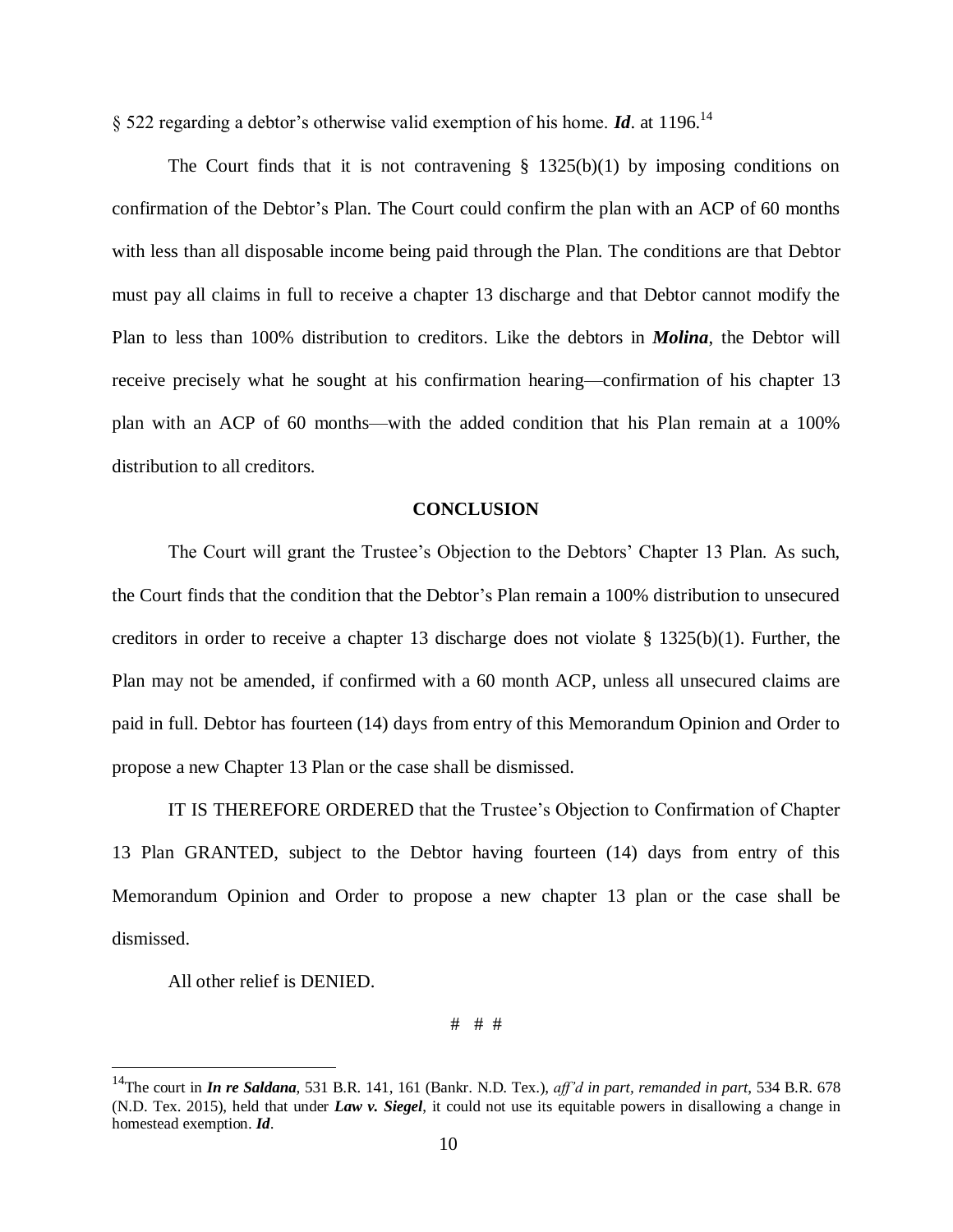§ 522 regarding a debtor's otherwise valid exemption of his home. ***Id***. at 1196.[14]

The Court finds that it is not contravening § 1325(b)(1) by imposing conditions on confirmation of the Debtor's Plan. The Court could confirm the plan with an ACP of 60 months with less than all disposable income being paid through the Plan. The conditions are that Debtor must pay all claims in full to receive a chapter 13 discharge and that Debtor cannot modify the Plan to less than 100% distribution to creditors. Like the debtors in ***Molina***, the Debtor will receive precisely what he sought at his confirmation hearing—confirmation of his chapter 13 plan with an ACP of 60 months—with the added condition that his Plan remain at a 100% distribution to all creditors.

## CONCLUSION

The Court will grant the Trustee's Objection to the Debtors' Chapter 13 Plan. As such, the Court finds that the condition that the Debtor's Plan remain a 100% distribution to unsecured creditors in order to receive a chapter 13 discharge does not violate § 1325(b)(1). Further, the Plan may not be amended, if confirmed with a 60 month ACP, unless all unsecured claims are paid in full. Debtor has fourteen (14) days from entry of this Memorandum Opinion and Order to propose a new Chapter 13 Plan or the case shall be dismissed.

IT IS THEREFORE ORDERED that the Trustee's Objection to Confirmation of Chapter 13 Plan GRANTED, subject to the Debtor having fourteen (14) days from entry of this Memorandum Opinion and Order to propose a new chapter 13 plan or the case shall be dismissed.

All other relief is DENIED.

# # #

[14] The court in ***In re Saldana***, 531 B.R. 141, 161 (Bankr. N.D. Tex.), *aff'd in part, remanded in part*, 534 B.R. 678 (N.D. Tex. 2015), held that under ***Law v. Siegel***, it could not use its equitable powers in disallowing a change in homestead exemption. ***Id***.